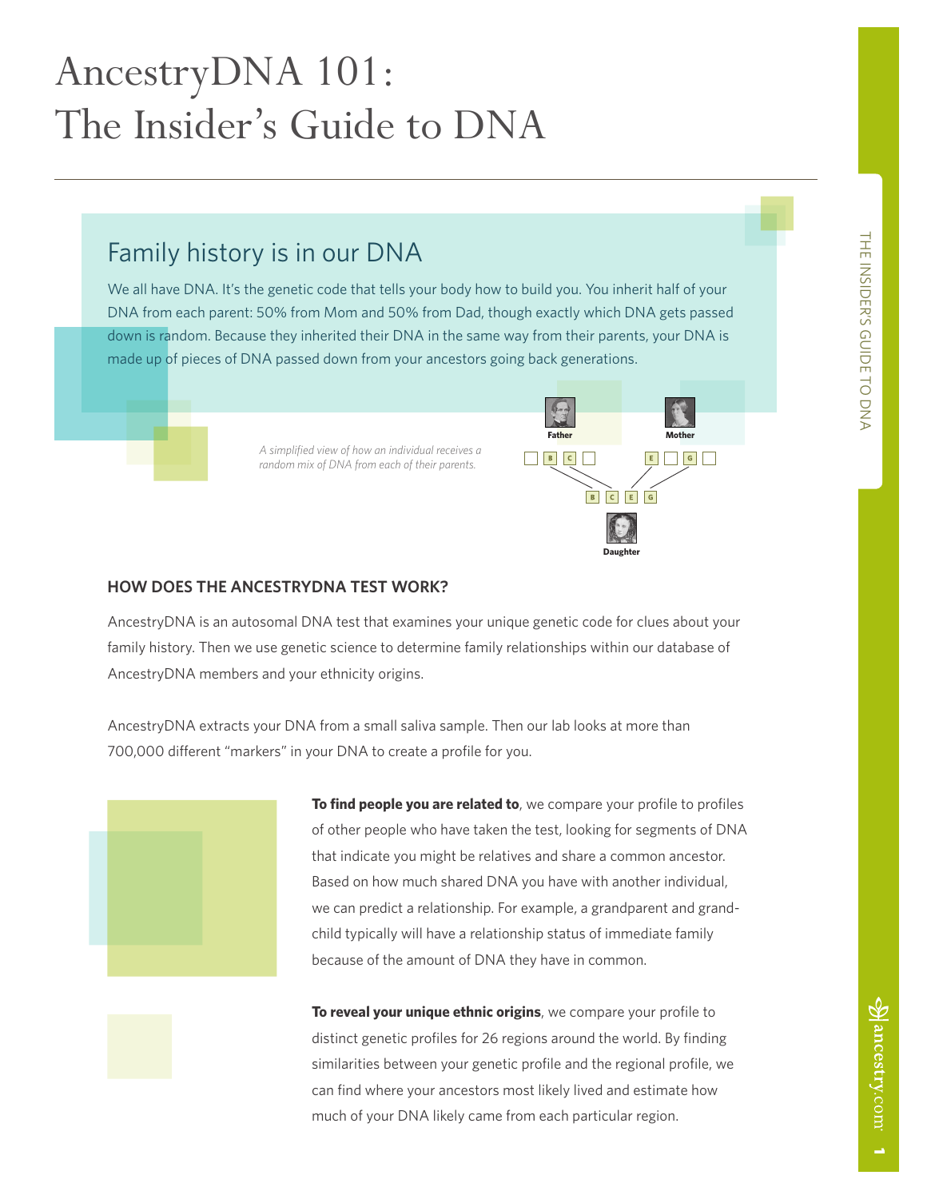# AncestryDNA 101: The Insider's Guide to DNA

## Family history is in our DNA

We all have DNA. It's the genetic code that tells your body how to build you. You inherit half of your DNA from each parent: 50% from Mom and 50% from Dad, though exactly which DNA gets passed down is random. Because they inherited their DNA in the same way from their parents, your DNA is made up of pieces of DNA passed down from your ancestors going back generations.

*A simplified view of how an individual receives a random mix of DNA from each of their parents.*

Father — Mother — Daughter

### HOW DOES THE ANCESTRYDNA TEST WORK?

AncestryDNA is an autosomal DNA test that examines your unique genetic code for clues about your family history. Then we use genetic science to determine family relationships within our database of AncestryDNA members and your ethnicity origins.

AncestryDNA extracts your DNA from a small saliva sample. Then our lab looks at more than 700,000 different "markers" in your DNA to create a profile for you.

**To find people you are related to**, we compare your profile to profiles of other people who have taken the test, looking for segments of DNA that indicate you might be relatives and share a common ancestor. Based on how much shared DNA you have with another individual, we can predict a relationship. For example, a grandparent and grandchild typically will have a relationship status of immediate family because of the amount of DNA they have in common.

**To reveal your unique ethnic origins**, we compare your profile to distinct genetic profiles for 26 regions around the world. By finding similarities between your genetic profile and the regional profile, we can find where your ancestors most likely lived and estimate how much of your DNA likely came from each particular region.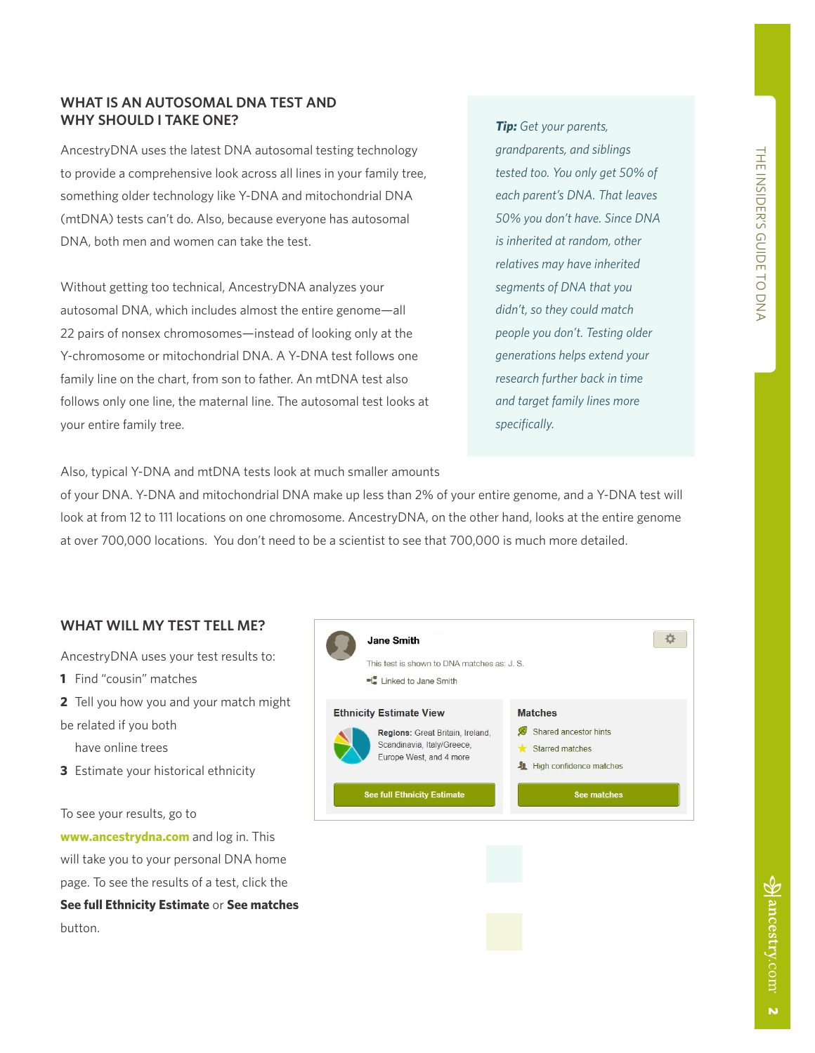## WHAT IS AN AUTOSOMAL DNA TEST AND WHY SHOULD I TAKE ONE?

AncestryDNA uses the latest DNA autosomal testing technology to provide a comprehensive look across all lines in your family tree, something older technology like Y-DNA and mitochondrial DNA (mtDNA) tests can't do. Also, because everyone has autosomal DNA, both men and women can take the test.

Without getting too technical, AncestryDNA analyzes your autosomal DNA, which includes almost the entire genome—all 22 pairs of nonsex chromosomes—instead of looking only at the Y-chromosome or mitochondrial DNA. A Y-DNA test follows one family line on the chart, from son to father. An mtDNA test also follows only one line, the maternal line. The autosomal test looks at your entire family tree.

***Tip:*** *Get your parents, grandparents, and siblings tested too. You only get 50% of each parent's DNA. That leaves 50% you don't have. Since DNA is inherited at random, other relatives may have inherited segments of DNA that you didn't, so they could match people you don't. Testing older generations helps extend your research further back in time and target family lines more specifically.*

Also, typical Y-DNA and mtDNA tests look at much smaller amounts of your DNA. Y-DNA and mitochondrial DNA make up less than 2% of your entire genome, and a Y-DNA test will look at from 12 to 111 locations on one chromosome. AncestryDNA, on the other hand, looks at the entire genome at over 700,000 locations. You don't need to be a scientist to see that 700,000 is much more detailed.

## WHAT WILL MY TEST TELL ME?

AncestryDNA uses your test results to:

1. Find "cousin" matches
2. Tell you how you and your match might be related if you both have online trees
3. Estimate your historical ethnicity

To see your results, go to **www.ancestrydna.com** and log in. This will take you to your personal DNA home page. To see the results of a test, click the **See full Ethnicity Estimate** or **See matches** button.

Jane Smith

This test is shown to DNA matches as: J. S.

Linked to Jane Smith

**Ethnicity Estimate View**

**Regions:** Great Britain, Ireland, Scandinavia, Italy/Greece, Europe West, and 4 more

See full Ethnicity Estimate

**Matches**

- Shared ancestor hints
- Starred matches
- High confidence matches

See matches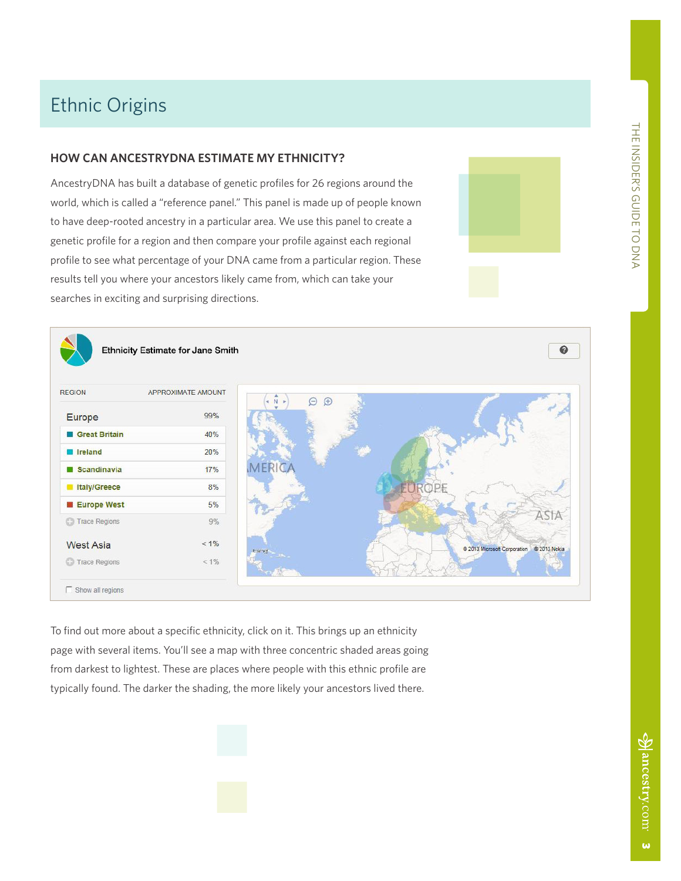# Ethnic Origins

## HOW CAN ANCESTRYDNA ESTIMATE MY ETHNICITY?

AncestryDNA has built a database of genetic profiles for 26 regions around the world, which is called a "reference panel." This panel is made up of people known to have deep-rooted ancestry in a particular area. We use this panel to create a genetic profile for a region and then compare your profile against each regional profile to see what percentage of your DNA came from a particular region. These results tell you where your ancestors likely came from, which can take your searches in exciting and surprising directions.

**Ethnicity Estimate for Jane Smith**

| REGION | APPROXIMATE AMOUNT |
|---|---|
| Europe | 99% |
| Great Britain | 40% |
| Ireland | 20% |
| Scandinavia | 17% |
| Italy/Greece | 8% |
| Europe West | 5% |
| Trace Regions | 9% |
| West Asia | < 1% |
| Trace Regions | < 1% |

Show all regions

To find out more about a specific ethnicity, click on it. This brings up an ethnicity page with several items. You'll see a map with three concentric shaded areas going from darkest to lightest. These are places where people with this ethnic profile are typically found. The darker the shading, the more likely your ancestors lived there.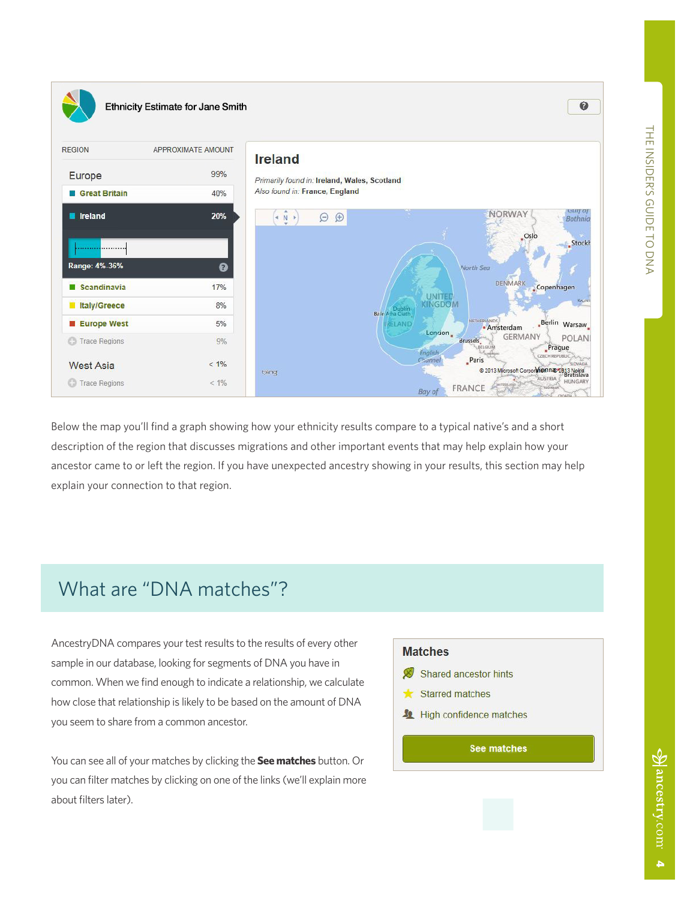**Ethnicity Estimate for Jane Smith**

| REGION | APPROXIMATE AMOUNT |
|---|---|
| Europe | 99% |
| Great Britain | 40% |
| Ireland | 20% |
| Range: 4%–36% | |
| Scandinavia | 17% |
| Italy/Greece | 8% |
| Europe West | 5% |
| Trace Regions | 9% |
| West Asia | < 1% |
| Trace Regions | < 1% |

**Ireland**

*Primarily found in:* **Ireland, Wales, Scotland**
*Also found in:* **France, England**

Below the map you'll find a graph showing how your ethnicity results compare to a typical native's and a short description of the region that discusses migrations and other important events that may help explain how your ancestor came to or left the region. If you have unexpected ancestry showing in your results, this section may help explain your connection to that region.

## What are "DNA matches"?

AncestryDNA compares your test results to the results of every other sample in our database, looking for segments of DNA you have in common. When we find enough to indicate a relationship, we calculate how close that relationship is likely to be based on the amount of DNA you seem to share from a common ancestor.

You can see all of your matches by clicking the **See matches** button. Or you can filter matches by clicking on one of the links (we'll explain more about filters later).

**Matches**

- Shared ancestor hints
- Starred matches
- High confidence matches

**See matches**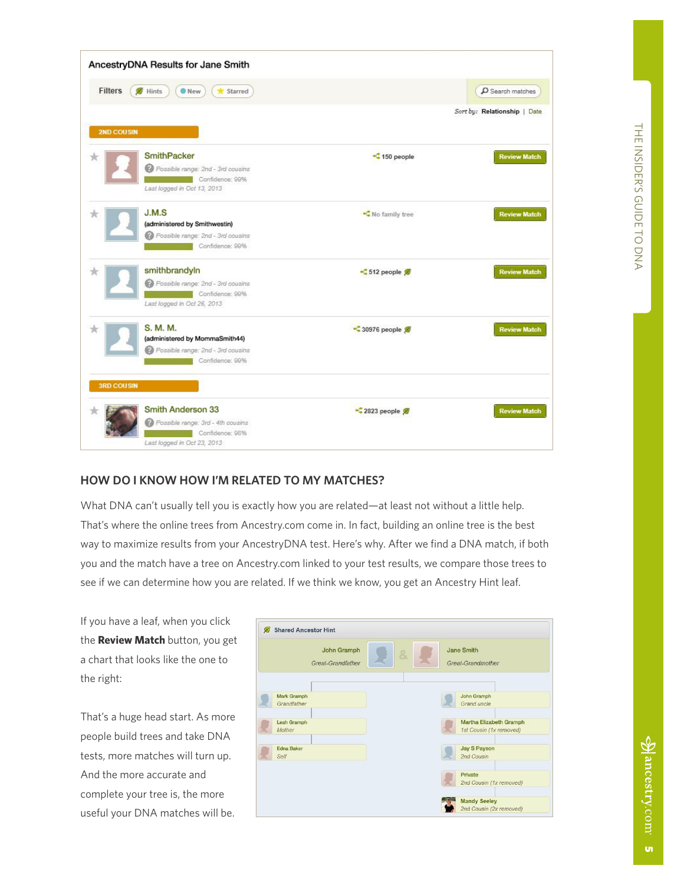## AncestryDNA Results for Jane Smith

Filters: Hints | New | Starred — Search matches

Sort by: **Relationship** | Date

**2ND COUSIN**

| Match | Details | Family tree | |
|---|---|---|---|
| SmithPacker | Possible range: 2nd - 3rd cousins; Confidence: 99%; Last logged in Oct 13, 2013 | 150 people | Review Match |
| J.M.S (administered by Smithwestin) | Possible range: 2nd - 3rd cousins; Confidence: 99% | No family tree | Review Match |
| smithbrandyln | Possible range: 2nd - 3rd cousins; Confidence: 99%; Last logged in Oct 26, 2013 | 512 people | Review Match |
| S. M. M. (administered by MommaSmith44) | Possible range: 2nd - 3rd cousins; Confidence: 99% | 30976 people | Review Match |

**3RD COUSIN**

| Match | Details | Family tree | |
|---|---|---|---|
| Smith Anderson 33 | Possible range: 3rd - 4th cousins; Confidence: 98%; Last logged in Oct 23, 2013 | 2823 people | Review Match |

## HOW DO I KNOW HOW I'M RELATED TO MY MATCHES?

What DNA can't usually tell you is exactly how you are related—at least not without a little help. That's where the online trees from Ancestry.com come in. In fact, building an online tree is the best way to maximize results from your AncestryDNA test. Here's why. After we find a DNA match, if both you and the match have a tree on Ancestry.com linked to your test results, we compare those trees to see if we can determine how you are related. If we think we know, you get an Ancestry Hint leaf.

If you have a leaf, when you click the **Review Match** button, you get a chart that looks like the one to the right:

**Shared Ancestor Hint**

John Gramph (*Great-Grandfather*) & Jane Smith (*Great-Grandmother*)

| Your line | Match's line |
|---|---|
| Mark Gramph — *Grandfather* | John Gramph — *Grand uncle* |
| Leah Gramph — *Mother* | Martha Elizabeth Gramph — *1st Cousin (1x removed)* |
| Edna Baker — *Self* | Jay S Payson — *2nd Cousin* |
| | Private — *2nd Cousin (1x removed)* |
| | Mandy Seeley — *2nd Cousin (2x removed)* |

That's a huge head start. As more people build trees and take DNA tests, more matches will turn up. And the more accurate and complete your tree is, the more useful your DNA matches will be.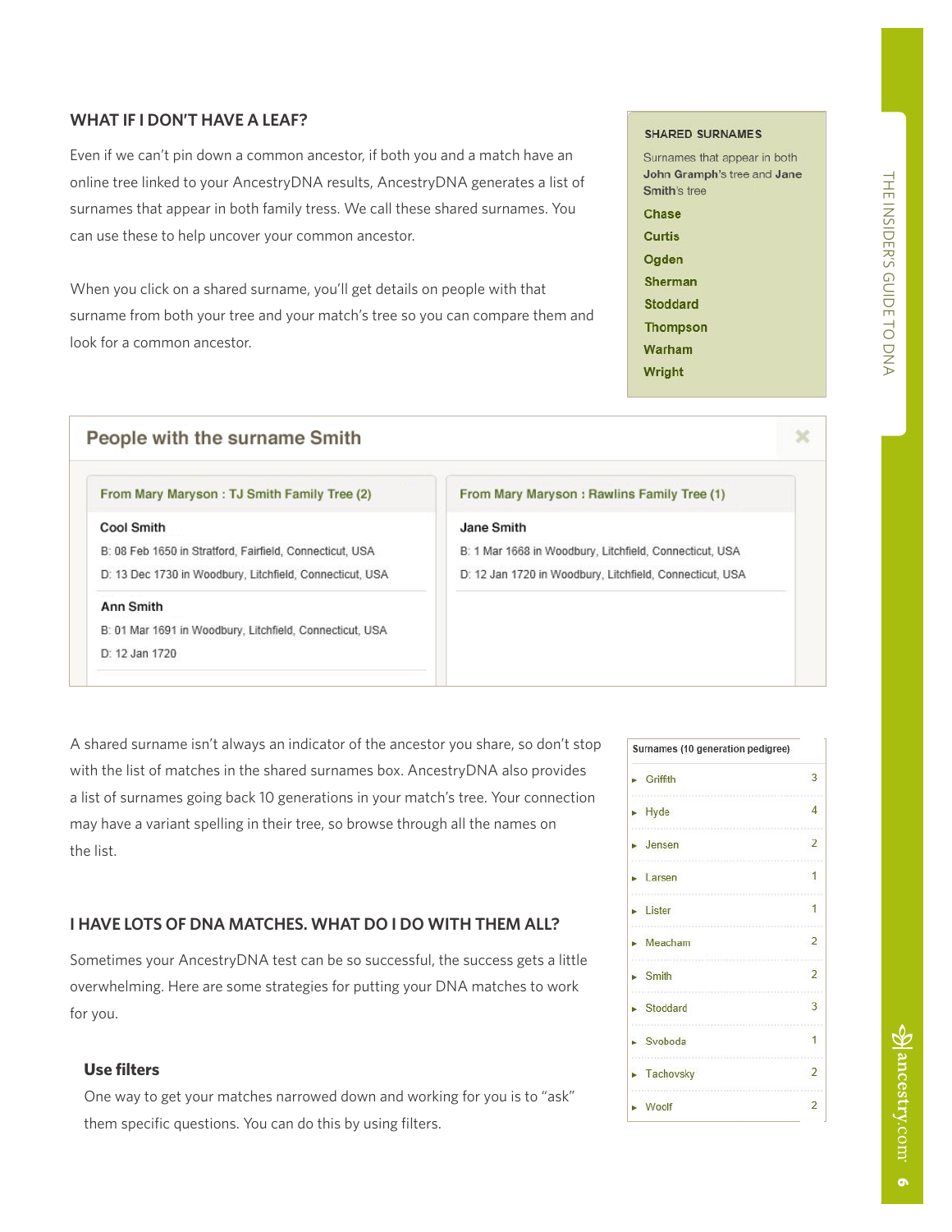## WHAT IF I DON'T HAVE A LEAF?

Even if we can't pin down a common ancestor, if both you and a match have an online tree linked to your AncestryDNA results, AncestryDNA generates a list of surnames that appear in both family tress. We call these shared surnames. You can use these to help uncover your common ancestor.

When you click on a shared surname, you'll get details on people with that surname from both your tree and your match's tree so you can compare them and look for a common ancestor.

**SHARED SURNAMES**

Surnames that appear in both **John Gramph**'s tree and **Jane Smith**'s tree

- Chase
- Curtis
- Ogden
- Sherman
- Stoddard
- Thompson
- Warham
- Wright

**People with the surname Smith**

| From Mary Maryson : TJ Smith Family Tree (2) | From Mary Maryson : Rawlins Family Tree (1) |
|---|---|
| **Cool Smith**<br>B: 08 Feb 1650 in Stratford, Fairfield, Connecticut, USA<br>D: 13 Dec 1730 in Woodbury, Litchfield, Connecticut, USA | **Jane Smith**<br>B: 1 Mar 1668 in Woodbury, Litchfield, Connecticut, USA<br>D: 12 Jan 1720 in Woodbury, Litchfield, Connecticut, USA |
| **Ann Smith**<br>B: 01 Mar 1691 in Woodbury, Litchfield, Connecticut, USA<br>D: 12 Jan 1720 | |

A shared surname isn't always an indicator of the ancestor you share, so don't stop with the list of matches in the shared surnames box. AncestryDNA also provides a list of surnames going back 10 generations in your match's tree. Your connection may have a variant spelling in their tree, so browse through all the names on the list.

| Surnames (10 generation pedigree) | |
|---|---|
| Griffith | 3 |
| Hyde | 4 |
| Jensen | 2 |
| Larsen | 1 |
| Lister | 1 |
| Meacham | 2 |
| Smith | 2 |
| Stoddard | 3 |
| Svoboda | 1 |
| Tachovsky | 2 |
| Woolf | 2 |

## I HAVE LOTS OF DNA MATCHES. WHAT DO I DO WITH THEM ALL?

Sometimes your AncestryDNA test can be so successful, the success gets a little overwhelming. Here are some strategies for putting your DNA matches to work for you.

### Use filters

One way to get your matches narrowed down and working for you is to "ask" them specific questions. You can do this by using filters.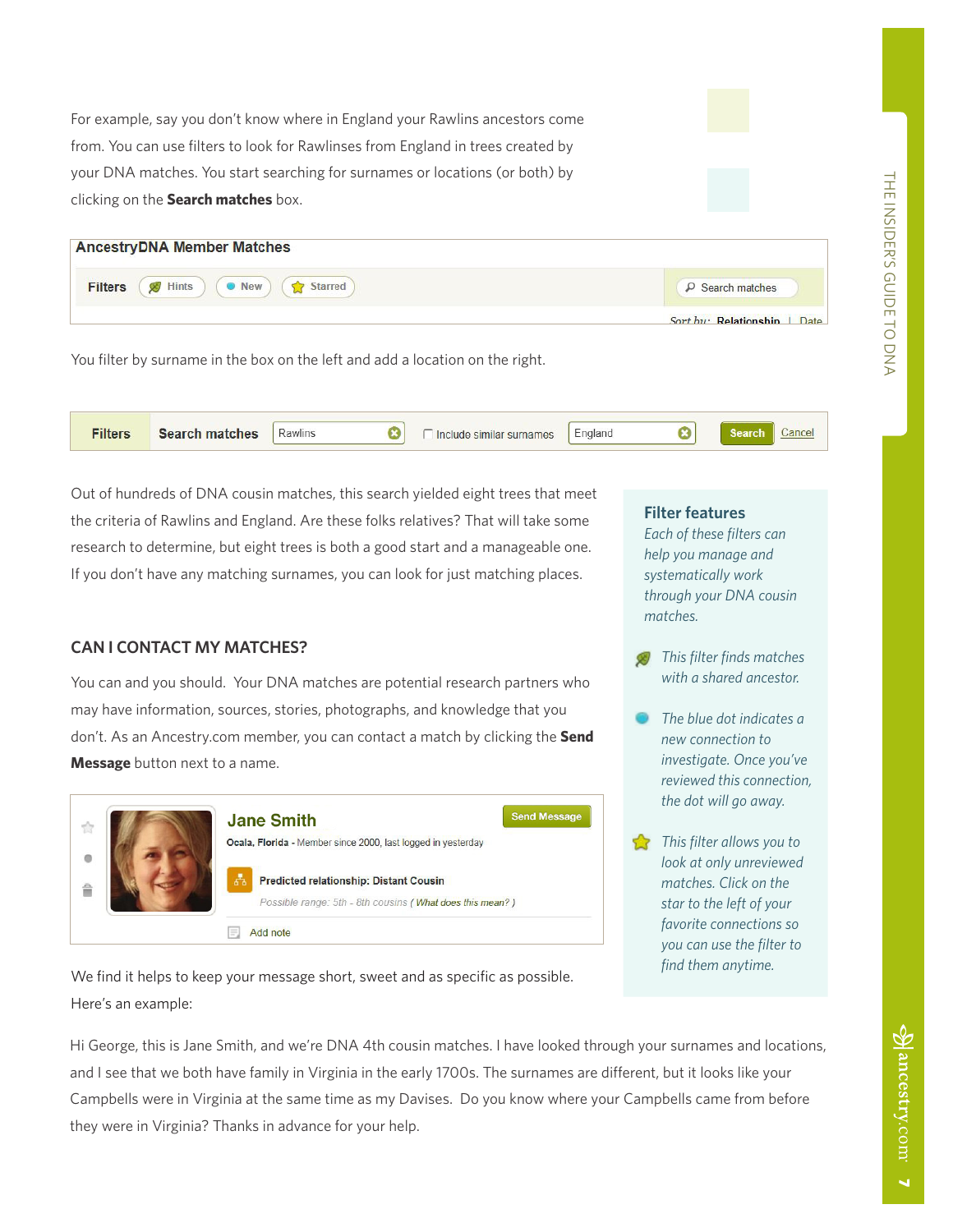For example, say you don't know where in England your Rawlins ancestors come from. You can use filters to look for Rawlinses from England in trees created by your DNA matches. You start searching for surnames or locations (or both) by clicking on the **Search matches** box.

You filter by surname in the box on the left and add a location on the right.

Out of hundreds of DNA cousin matches, this search yielded eight trees that meet the criteria of Rawlins and England. Are these folks relatives? That will take some research to determine, but eight trees is both a good start and a manageable one. If you don't have any matching surnames, you can look for just matching places.

## CAN I CONTACT MY MATCHES?

You can and you should. Your DNA matches are potential research partners who may have information, sources, stories, photographs, and knowledge that you don't. As an Ancestry.com member, you can contact a match by clicking the **Send Message** button next to a name.

We find it helps to keep your message short, sweet and as specific as possible. Here's an example:

Hi George, this is Jane Smith, and we're DNA 4th cousin matches. I have looked through your surnames and locations, and I see that we both have family in Virginia in the early 1700s. The surnames are different, but it looks like your Campbells were in Virginia at the same time as my Davises. Do you know where your Campbells came from before they were in Virginia? Thanks in advance for your help.

### Filter features

*Each of these filters can help you manage and systematically work through your DNA cousin matches.*

- *This filter finds matches with a shared ancestor.*
- *The blue dot indicates a new connection to investigate. Once you've reviewed this connection, the dot will go away.*
- *This filter allows you to look at only unreviewed matches. Click on the star to the left of your favorite connections so you can use the filter to find them anytime.*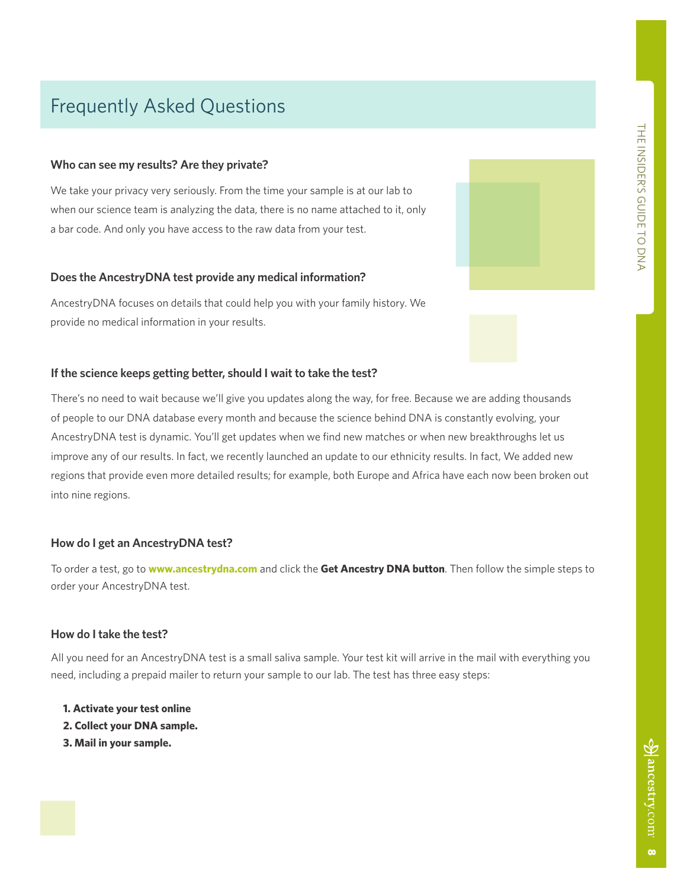## Frequently Asked Questions

**Who can see my results? Are they private?**

We take your privacy very seriously. From the time your sample is at our lab to when our science team is analyzing the data, there is no name attached to it, only a bar code. And only you have access to the raw data from your test.

**Does the AncestryDNA test provide any medical information?**

AncestryDNA focuses on details that could help you with your family history. We provide no medical information in your results.

**If the science keeps getting better, should I wait to take the test?**

There's no need to wait because we'll give you updates along the way, for free. Because we are adding thousands of people to our DNA database every month and because the science behind DNA is constantly evolving, your AncestryDNA test is dynamic. You'll get updates when we find new matches or when new breakthroughs let us improve any of our results. In fact, we recently launched an update to our ethnicity results. In fact, We added new regions that provide even more detailed results; for example, both Europe and Africa have each now been broken out into nine regions.

**How do I get an AncestryDNA test?**

To order a test, go to **www.ancestrydna.com** and click the **Get Ancestry DNA button**. Then follow the simple steps to order your AncestryDNA test.

**How do I take the test?**

All you need for an AncestryDNA test is a small saliva sample. Your test kit will arrive in the mail with everything you need, including a prepaid mailer to return your sample to our lab. The test has three easy steps:

1. **Activate your test online**
2. **Collect your DNA sample.**
3. **Mail in your sample.**